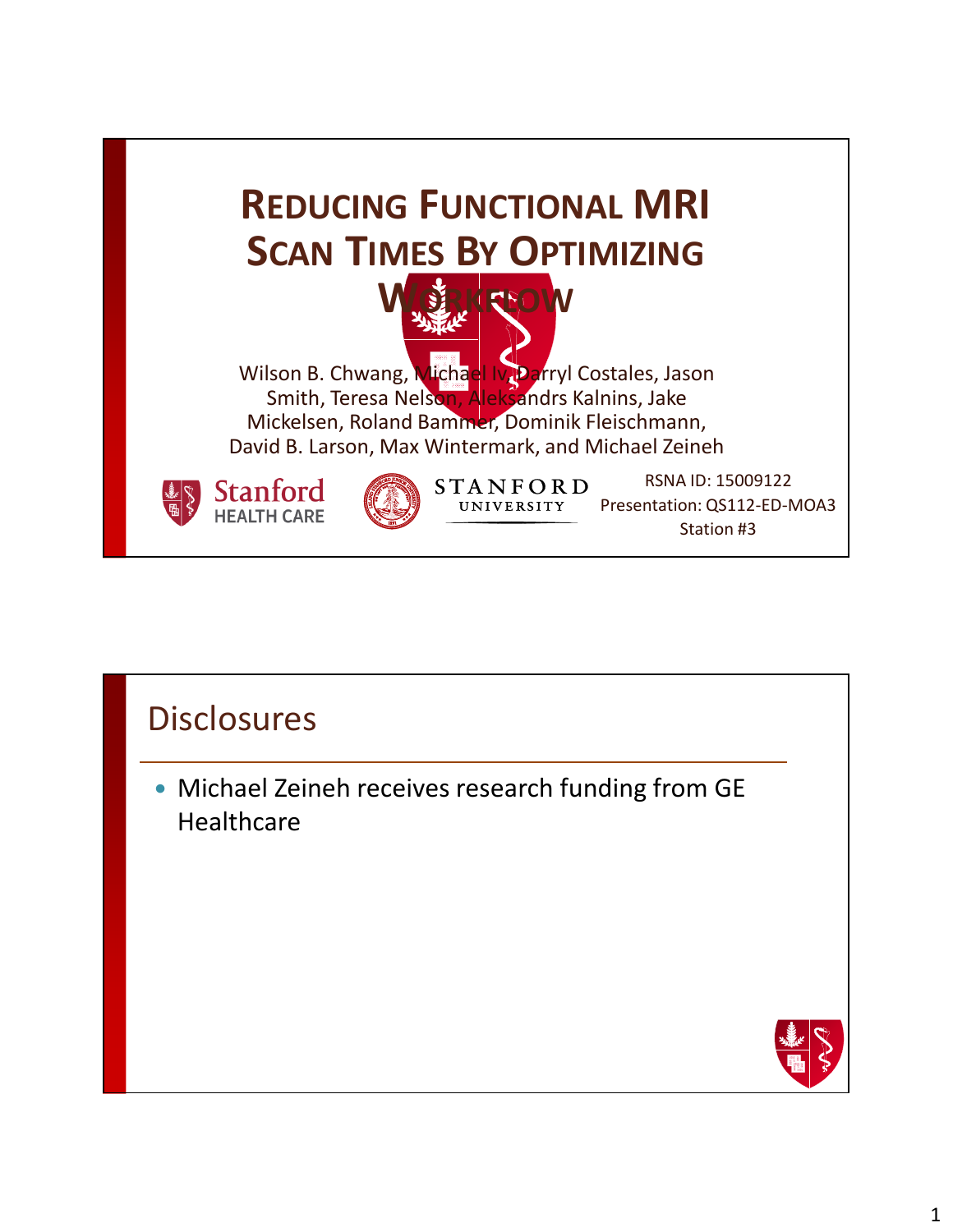# Reducing Functional MRI Scan Times By Optimizing Workflow

Wilson B. Chwang, Michael Iv, Darryl Costales, Jason Smith, Teresa Nelson, Aleksandrs Kalnins, Jake Mickelsen, Roland Bammer, Dominik Fleischmann, David B. Larson, Max Wintermark, and Michael Zeineh

Stanford HEALTH CARE

STANFORD UNIVERSITY

RSNA ID: 15009122
Presentation: QS112-ED-MOA3
Station #3

## Disclosures

- Michael Zeineh receives research funding from GE Healthcare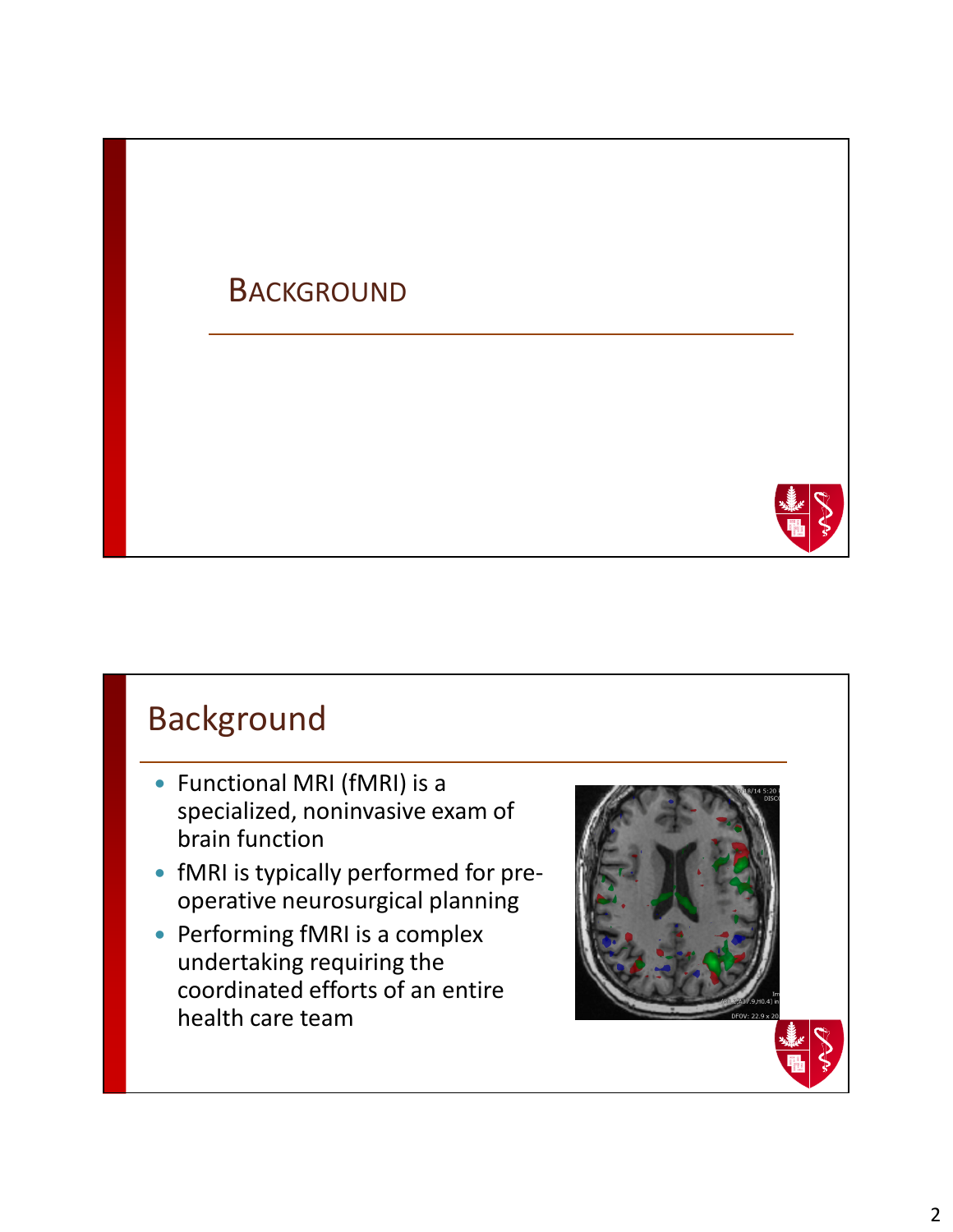## Background

## Background

- Functional MRI (fMRI) is a specialized, noninvasive exam of brain function
- fMRI is typically performed for pre-operative neurosurgical planning
- Performing fMRI is a complex undertaking requiring the coordinated efforts of an entire health care team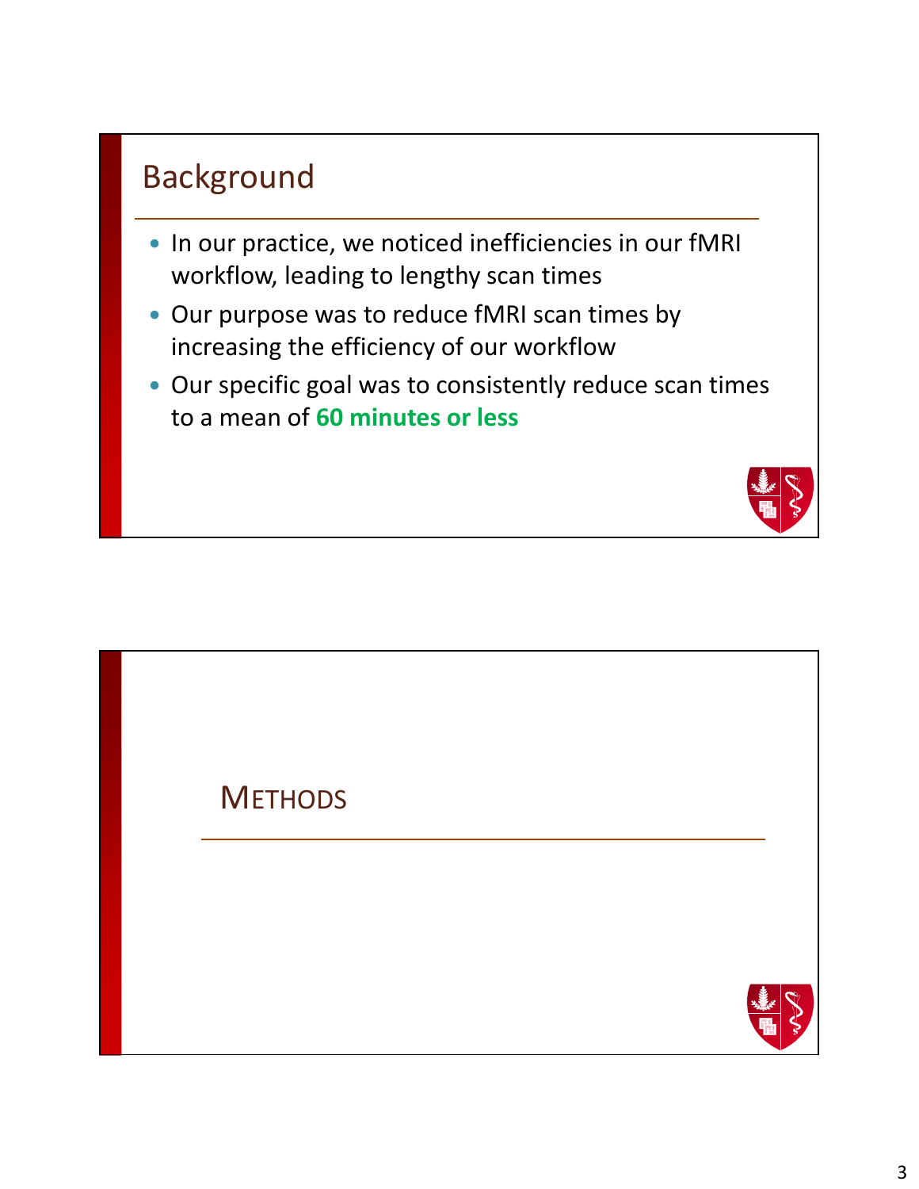## Background

- In our practice, we noticed inefficiencies in our fMRI workflow, leading to lengthy scan times
- Our purpose was to reduce fMRI scan times by increasing the efficiency of our workflow
- Our specific goal was to consistently reduce scan times to a mean of **60 minutes or less**

## Methods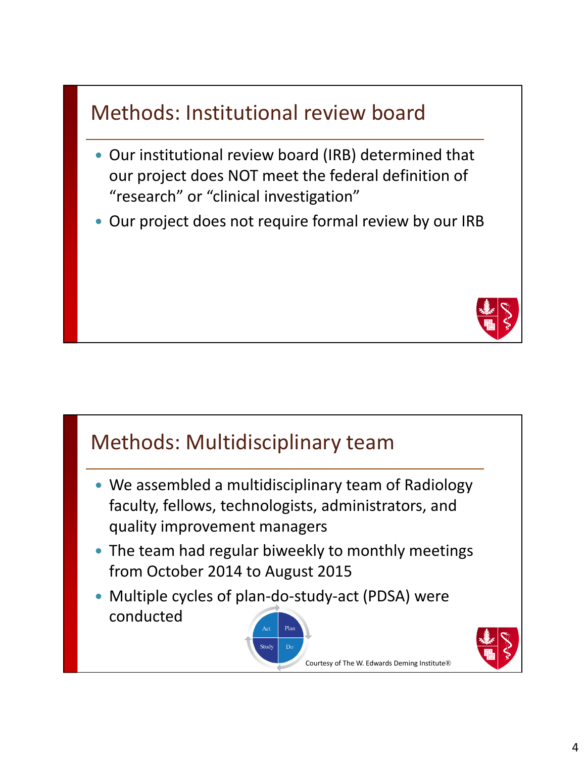## Methods: Institutional review board

- Our institutional review board (IRB) determined that our project does NOT meet the federal definition of "research" or "clinical investigation"
- Our project does not require formal review by our IRB

## Methods: Multidisciplinary team

- We assembled a multidisciplinary team of Radiology faculty, fellows, technologists, administrators, and quality improvement managers
- The team had regular biweekly to monthly meetings from October 2014 to August 2015
- Multiple cycles of plan-do-study-act (PDSA) were conducted

Courtesy of The W. Edwards Deming Institute®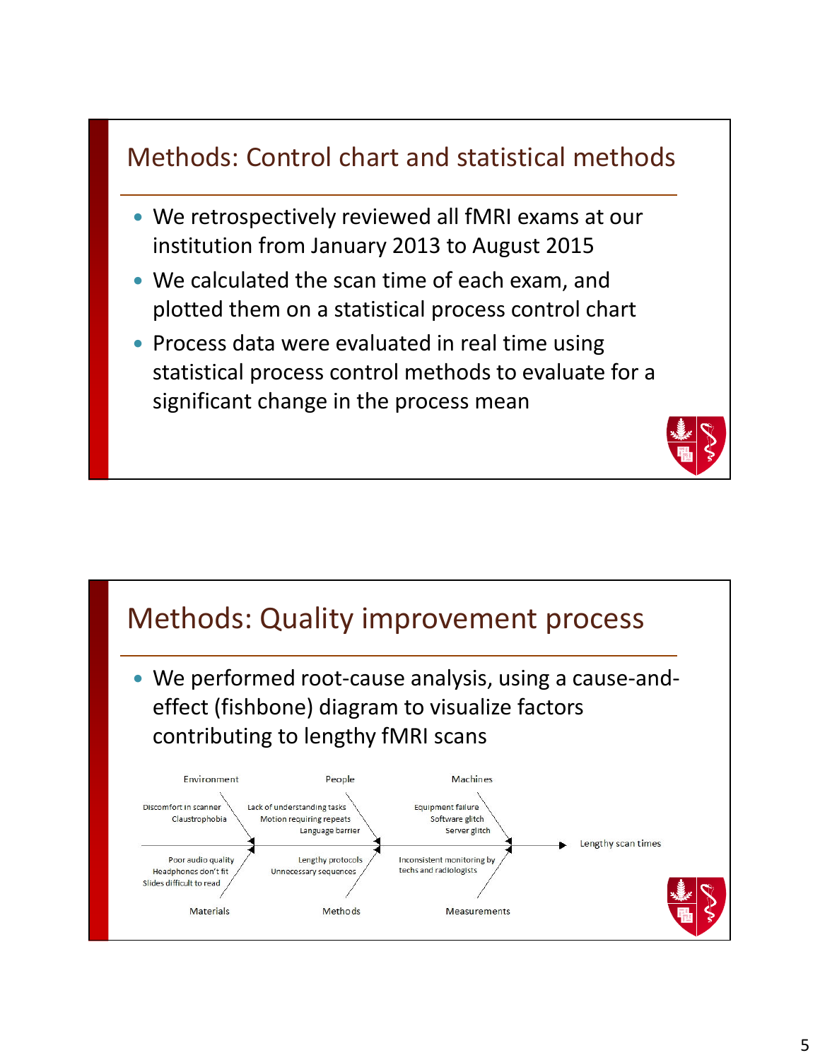## Methods: Control chart and statistical methods

- We retrospectively reviewed all fMRI exams at our institution from January 2013 to August 2015
- We calculated the scan time of each exam, and plotted them on a statistical process control chart
- Process data were evaluated in real time using statistical process control methods to evaluate for a significant change in the process mean

## Methods: Quality improvement process

- We performed root-cause analysis, using a cause-and-effect (fishbone) diagram to visualize factors contributing to lengthy fMRI scans

Environment

Discomfort in scanner
Claustrophobia

People

Lack of understanding tasks
Motion requiring repeats
Language barrier

Machines

Equipment failure
Software glitch
Server glitch

Lengthy scan times

Poor audio quality
Headphones don't fit
Slides difficult to read

Materials

Lengthy protocols
Unnecessary sequences

Methods

Inconsistent monitoring by techs and radiologists

Measurements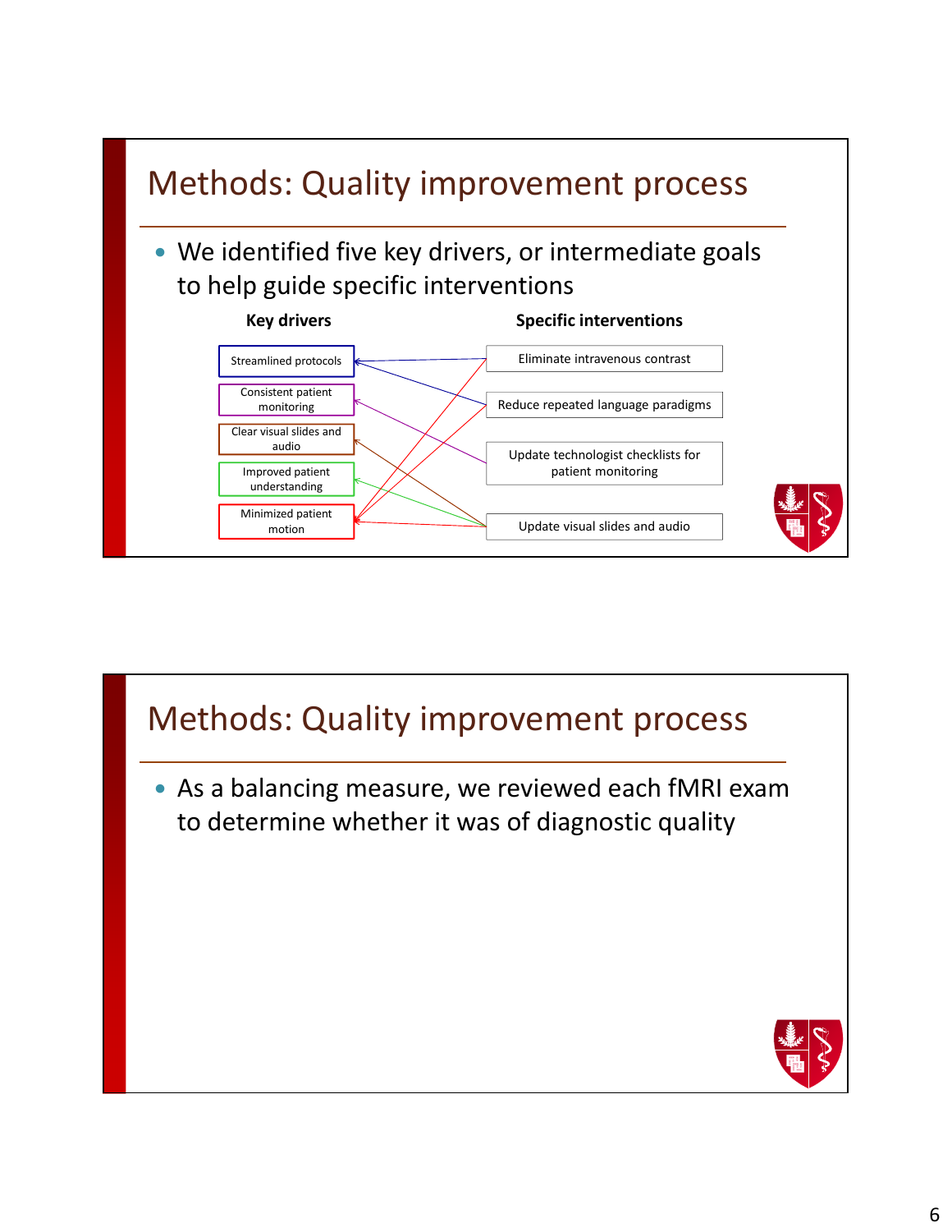# Methods: Quality improvement process

- We identified five key drivers, or intermediate goals to help guide specific interventions

| Key drivers | Specific interventions |
|---|---|
| Streamlined protocols | Eliminate intravenous contrast |
| Consistent patient monitoring | Reduce repeated language paradigms |
| Clear visual slides and audio | Update technologist checklists for patient monitoring |
| Improved patient understanding | Update visual slides and audio |
| Minimized patient motion | |

# Methods: Quality improvement process

- As a balancing measure, we reviewed each fMRI exam to determine whether it was of diagnostic quality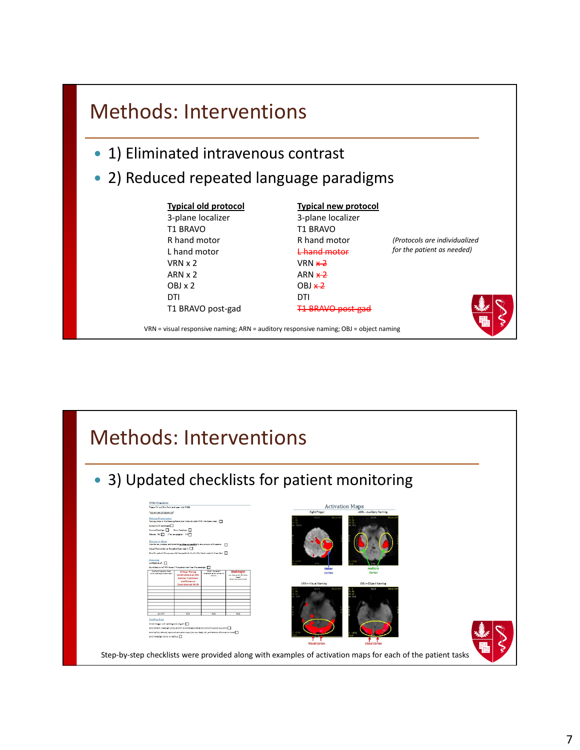# Methods: Interventions

- 1) Eliminated intravenous contrast
- 2) Reduced repeated language paradigms

| Typical old protocol | Typical new protocol |
|---|---|
| 3-plane localizer | 3-plane localizer |
| T1 BRAVO | T1 BRAVO |
| R hand motor | R hand motor |
| L hand motor | ~~L hand motor~~ |
| VRN x 2 | VRN ~~x 2~~ |
| ARN x 2 | ARN ~~x 2~~ |
| OBJ x 2 | OBJ ~~x 2~~ |
| DTI | DTI |
| T1 BRAVO post-gad | ~~T1 BRAVO post-gad~~ |

*(Protocols are individualized for the patient as needed)*

VRN = visual responsive naming; ARN = auditory responsive naming; OBJ = object naming

# Methods: Interventions

- 3) Updated checklists for patient monitoring

Step-by-step checklists were provided along with examples of activation maps for each of the patient tasks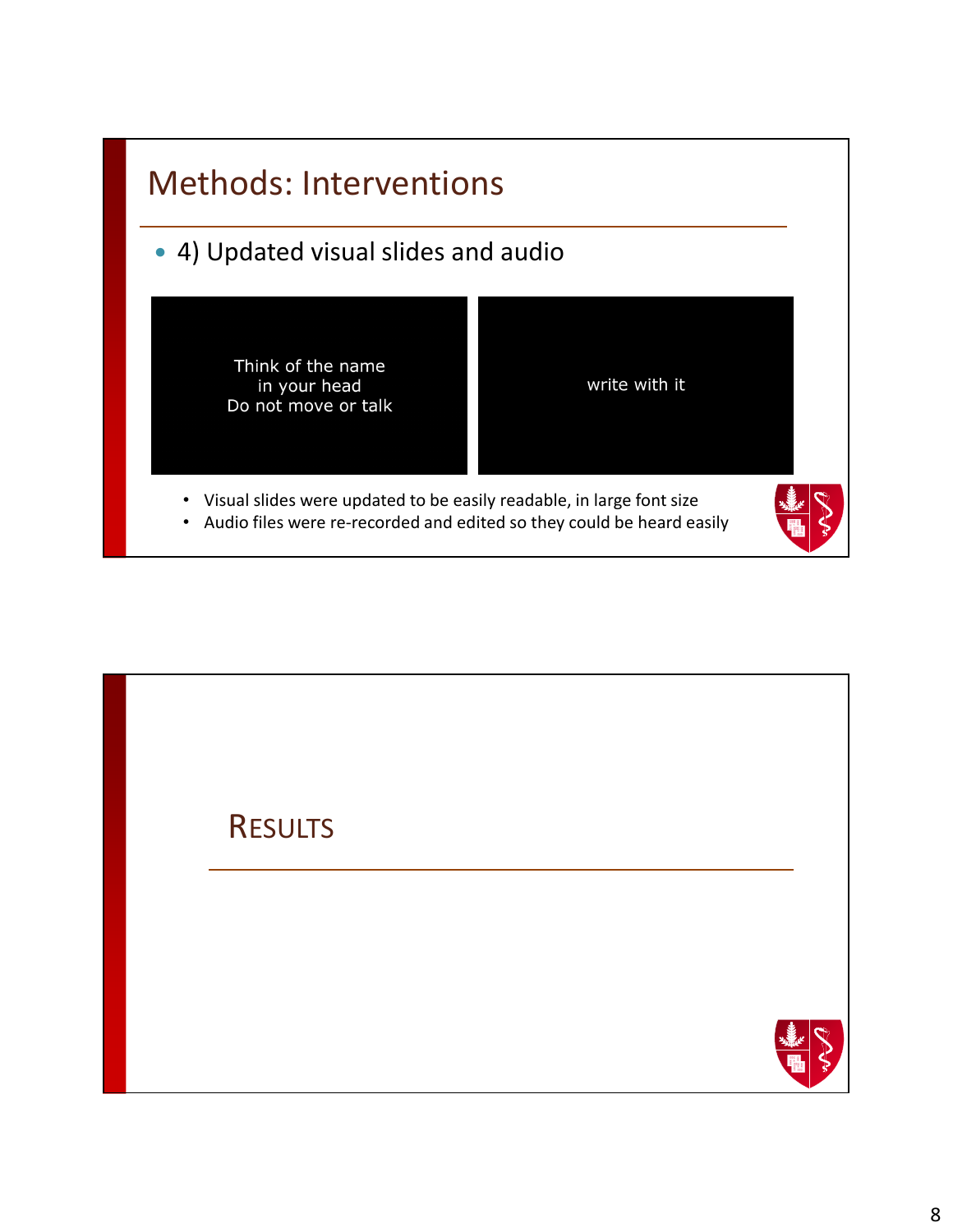## Methods: Interventions

- 4) Updated visual slides and audio

Think of the name
in your head
Do not move or talk

write with it

- Visual slides were updated to be easily readable, in large font size
- Audio files were re-recorded and edited so they could be heard easily

## RESULTS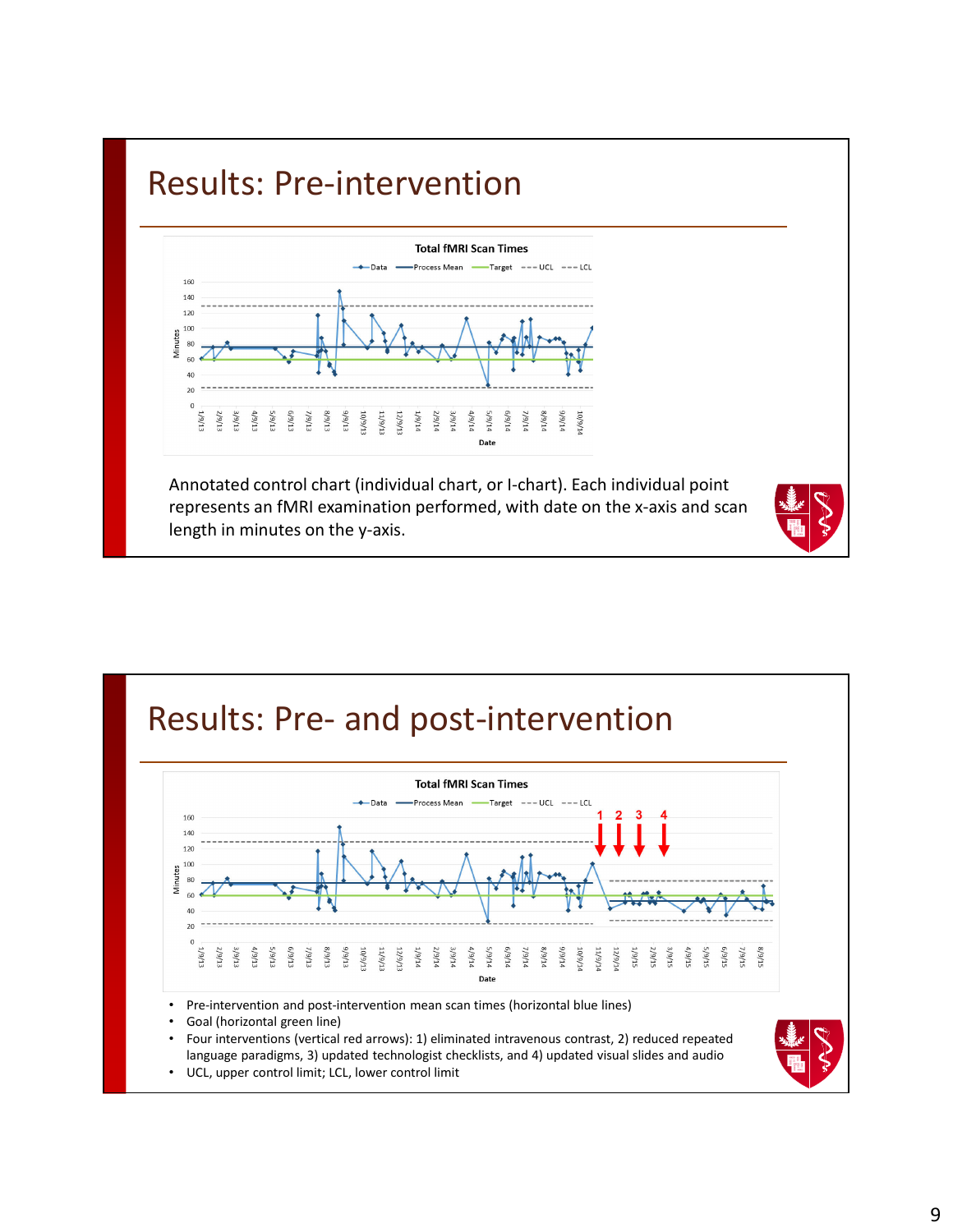# Results: Pre-intervention

**Total fMRI Scan Times**

Annotated control chart (individual chart, or I-chart). Each individual point represents an fMRI examination performed, with date on the x-axis and scan length in minutes on the y-axis.

# Results: Pre- and post-intervention

**Total fMRI Scan Times**

- Pre-intervention and post-intervention mean scan times (horizontal blue lines)
- Goal (horizontal green line)
- Four interventions (vertical red arrows): 1) eliminated intravenous contrast, 2) reduced repeated language paradigms, 3) updated technologist checklists, and 4) updated visual slides and audio
- UCL, upper control limit; LCL, lower control limit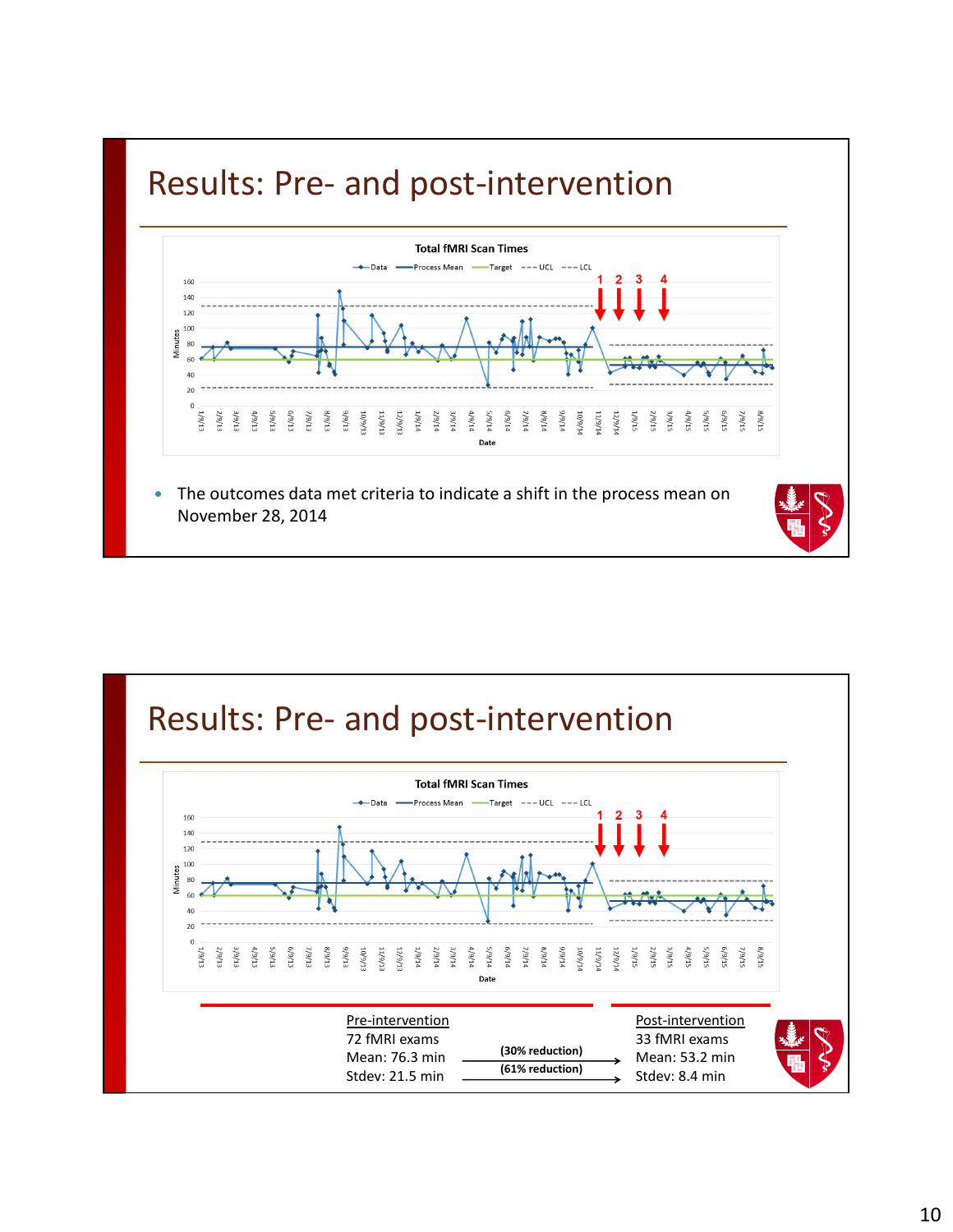# Results: Pre- and post-intervention

**Total fMRI Scan Times**

- The outcomes data met criteria to indicate a shift in the process mean on November 28, 2014

# Results: Pre- and post-intervention

**Total fMRI Scan Times**

| Pre-intervention | | Post-intervention |
| --- | --- | --- |
| 72 fMRI exams | | 33 fMRI exams |
| Mean: 76.3 min | (30% reduction) → | Mean: 53.2 min |
| Stdev: 21.5 min | (61% reduction) → | Stdev: 8.4 min |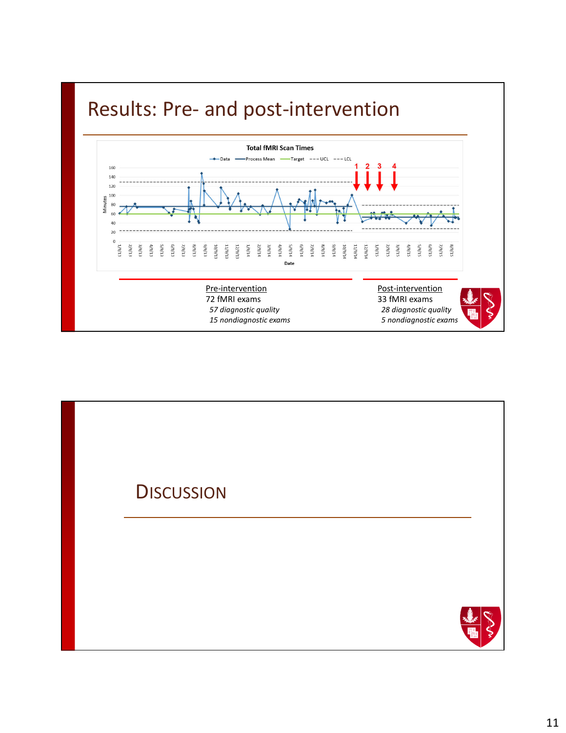# Results: Pre- and post-intervention

**Total fMRI Scan Times**

Legend: Data, Process Mean, Target, UCL, LCL

Y-axis: Minutes (0–160). X-axis: Date (1/9/13 – 8/9/15). Intervention markers: 1, 2, 3, 4

| Pre-intervention | Post-intervention |
| --- | --- |
| 72 fMRI exams | 33 fMRI exams |
| *57 diagnostic quality* | *28 diagnostic quality* |
| *15 nondiagnostic exams* | *5 nondiagnostic exams* |

# Discussion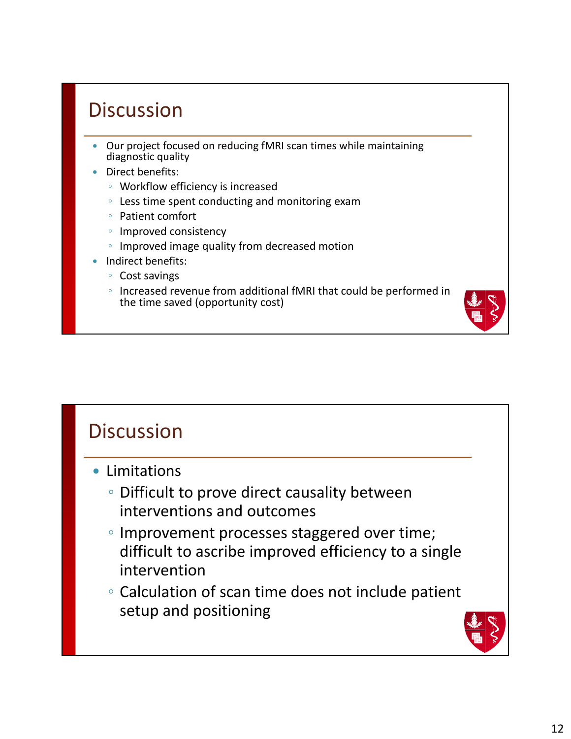## Discussion

- Our project focused on reducing fMRI scan times while maintaining diagnostic quality
- Direct benefits:
  - Workflow efficiency is increased
  - Less time spent conducting and monitoring exam
  - Patient comfort
  - Improved consistency
  - Improved image quality from decreased motion
- Indirect benefits:
  - Cost savings
  - Increased revenue from additional fMRI that could be performed in the time saved (opportunity cost)

## Discussion

- Limitations
  - Difficult to prove direct causality between interventions and outcomes
  - Improvement processes staggered over time; difficult to ascribe improved efficiency to a single intervention
  - Calculation of scan time does not include patient setup and positioning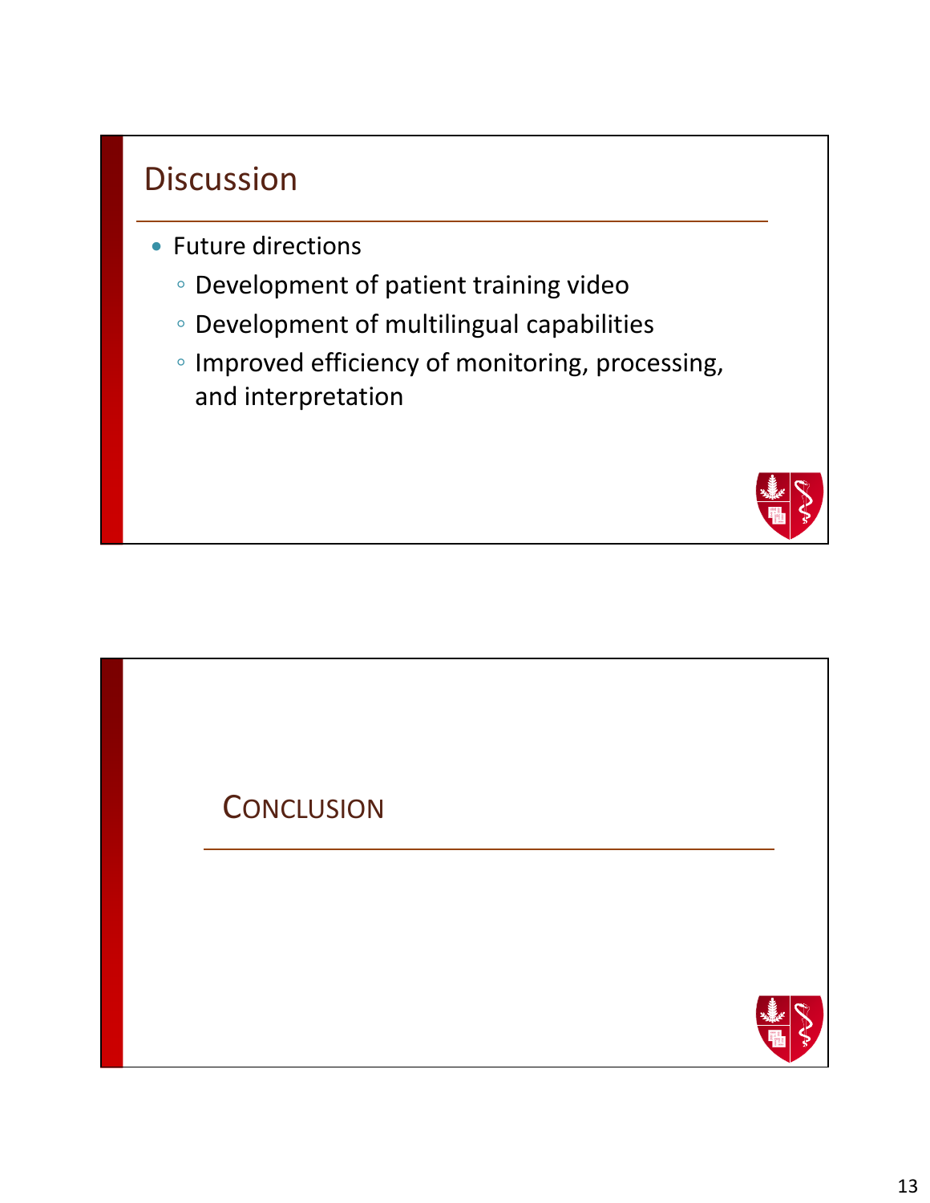## Discussion

- Future directions
  - Development of patient training video
  - Development of multilingual capabilities
  - Improved efficiency of monitoring, processing, and interpretation

## Conclusion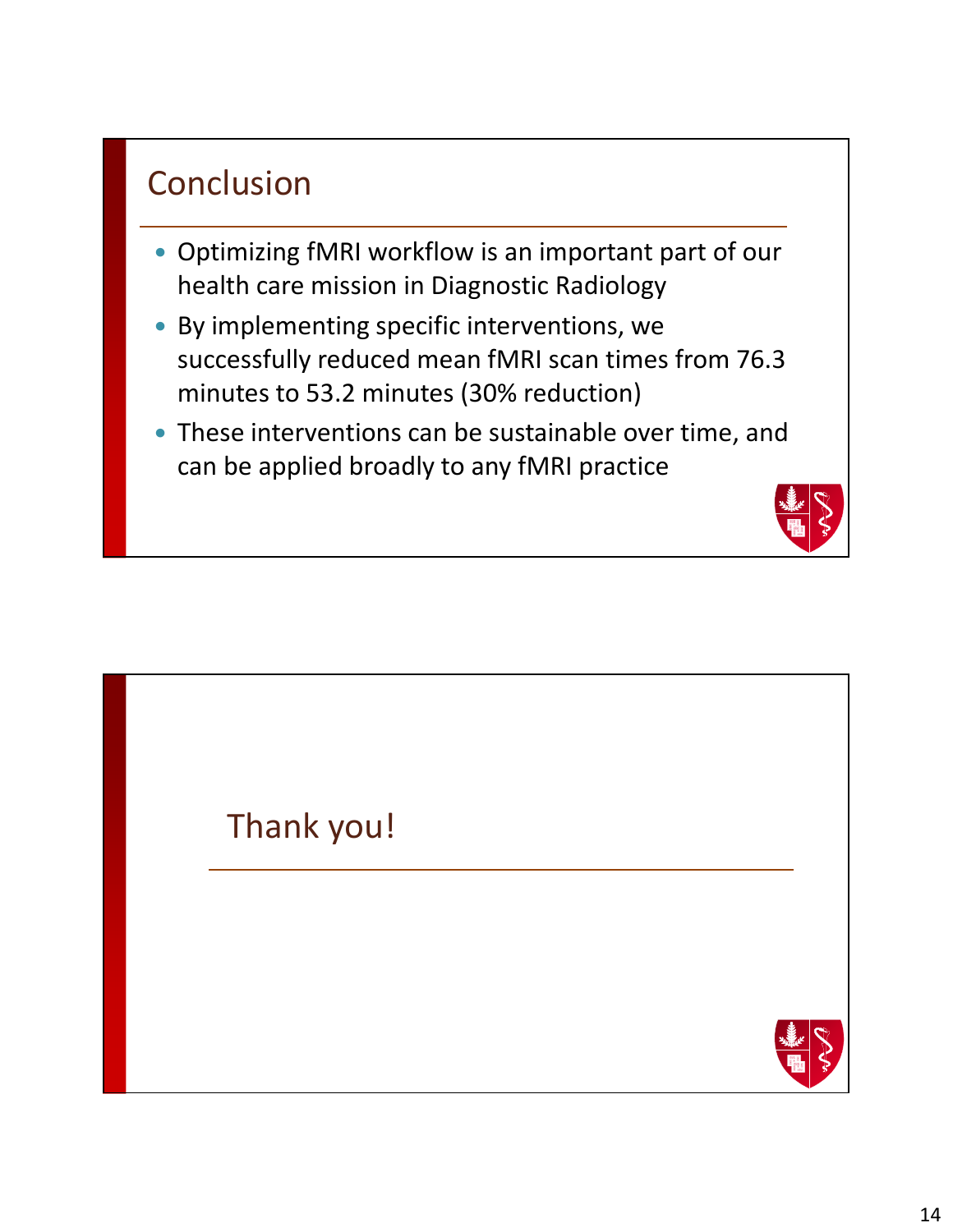## Conclusion

- Optimizing fMRI workflow is an important part of our health care mission in Diagnostic Radiology
- By implementing specific interventions, we successfully reduced mean fMRI scan times from 76.3 minutes to 53.2 minutes (30% reduction)
- These interventions can be sustainable over time, and can be applied broadly to any fMRI practice

## Thank you!